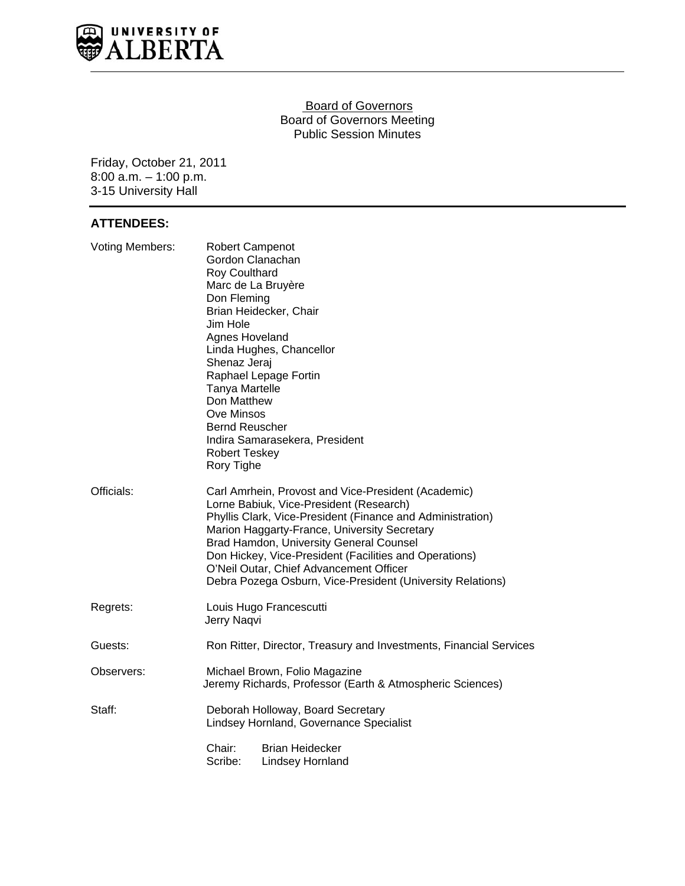UNIVERSITY OF ALBERTA

# Board of Governors

## Board of Governors Meeting

## Public Session Minutes

Friday, October 21, 2011
8:00 a.m. – 1:00 p.m.
3-15 University Hall

## ATTENDEES:

**Voting Members:**
Robert Campenot
Gordon Clanachan
Roy Coulthard
Marc de La Bruyère
Don Fleming
Brian Heidecker, Chair
Jim Hole
Agnes Hoveland
Linda Hughes, Chancellor
Shenaz Jeraj
Raphael Lepage Fortin
Tanya Martelle
Don Matthew
Ove Minsos
Bernd Reuscher
Indira Samarasekera, President
Robert Teskey
Rory Tighe

**Officials:**
Carl Amrhein, Provost and Vice-President (Academic)
Lorne Babiuk, Vice-President (Research)
Phyllis Clark, Vice-President (Finance and Administration)
Marion Haggarty-France, University Secretary
Brad Hamdon, University General Counsel
Don Hickey, Vice-President (Facilities and Operations)
O'Neil Outar, Chief Advancement Officer
Debra Pozega Osburn, Vice-President (University Relations)

**Regrets:**
Louis Hugo Francescutti
Jerry Naqvi

**Guests:**
Ron Ritter, Director, Treasury and Investments, Financial Services

**Observers:**
Michael Brown, Folio Magazine
Jeremy Richards, Professor (Earth & Atmospheric Sciences)

**Staff:**
Deborah Holloway, Board Secretary
Lindsey Hornland, Governance Specialist

Chair: Brian Heidecker
Scribe: Lindsey Hornland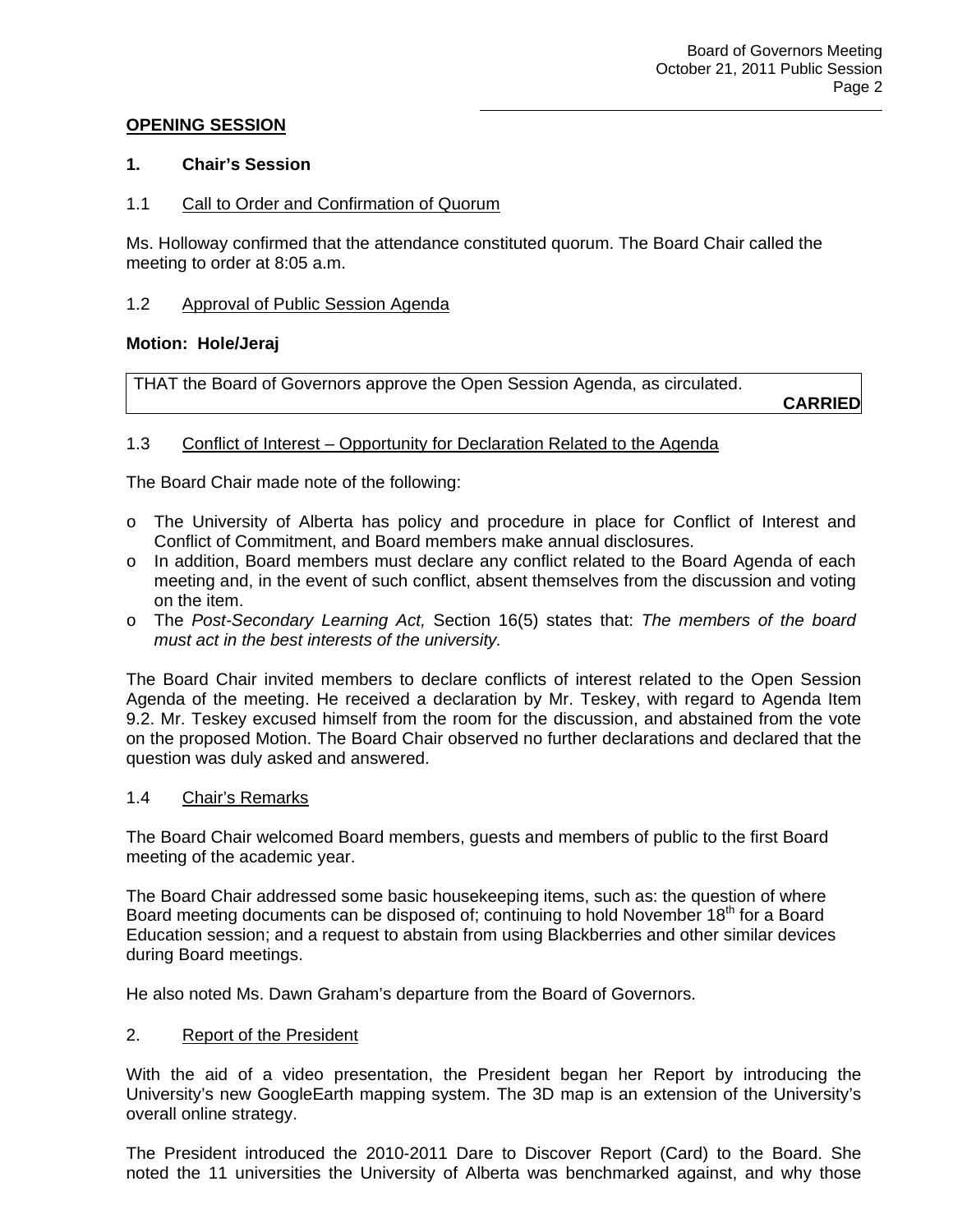## OPENING SESSION

### 1. Chair's Session

1.1 Call to Order and Confirmation of Quorum

Ms. Holloway confirmed that the attendance constituted quorum. The Board Chair called the meeting to order at 8:05 a.m.

1.2 Approval of Public Session Agenda

**Motion: Hole/Jeraj**

| THAT the Board of Governors approve the Open Session Agenda, as circulated. **CARRIED** |
|---|

1.3 Conflict of Interest – Opportunity for Declaration Related to the Agenda

The Board Chair made note of the following:

- The University of Alberta has policy and procedure in place for Conflict of Interest and Conflict of Commitment, and Board members make annual disclosures.
- In addition, Board members must declare any conflict related to the Board Agenda of each meeting and, in the event of such conflict, absent themselves from the discussion and voting on the item.
- The *Post-Secondary Learning Act,* Section 16(5) states that: *The members of the board must act in the best interests of the university.*

The Board Chair invited members to declare conflicts of interest related to the Open Session Agenda of the meeting. He received a declaration by Mr. Teskey, with regard to Agenda Item 9.2. Mr. Teskey excused himself from the room for the discussion, and abstained from the vote on the proposed Motion. The Board Chair observed no further declarations and declared that the question was duly asked and answered.

1.4 Chair's Remarks

The Board Chair welcomed Board members, guests and members of public to the first Board meeting of the academic year.

The Board Chair addressed some basic housekeeping items, such as: the question of where Board meeting documents can be disposed of; continuing to hold November 18th for a Board Education session; and a request to abstain from using Blackberries and other similar devices during Board meetings.

He also noted Ms. Dawn Graham's departure from the Board of Governors.

2. Report of the President

With the aid of a video presentation, the President began her Report by introducing the University's new GoogleEarth mapping system. The 3D map is an extension of the University's overall online strategy.

The President introduced the 2010-2011 Dare to Discover Report (Card) to the Board. She noted the 11 universities the University of Alberta was benchmarked against, and why those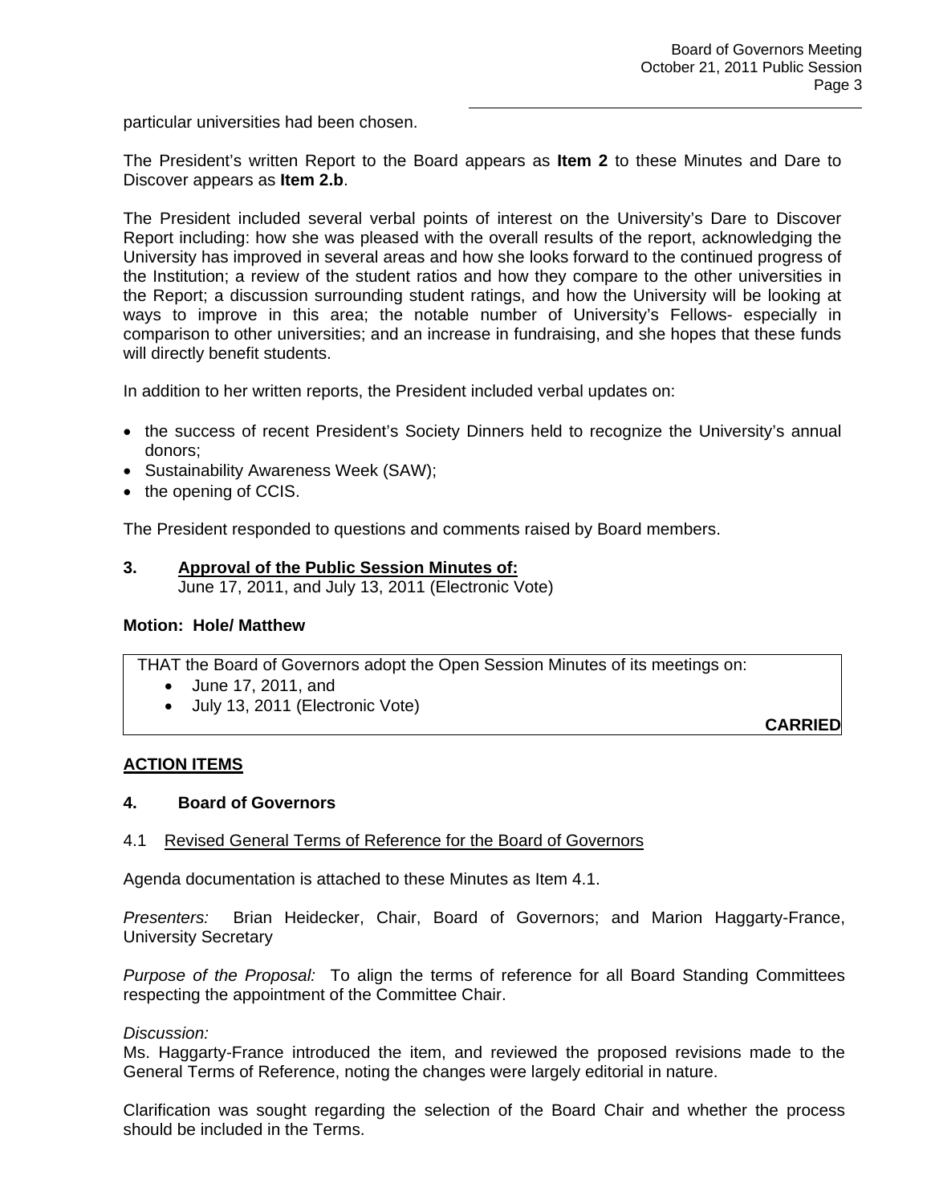particular universities had been chosen.

The President's written Report to the Board appears as **Item 2** to these Minutes and Dare to Discover appears as **Item 2.b**.

The President included several verbal points of interest on the University's Dare to Discover Report including: how she was pleased with the overall results of the report, acknowledging the University has improved in several areas and how she looks forward to the continued progress of the Institution; a review of the student ratios and how they compare to the other universities in the Report; a discussion surrounding student ratings, and how the University will be looking at ways to improve in this area; the notable number of University's Fellows- especially in comparison to other universities; and an increase in fundraising, and she hopes that these funds will directly benefit students.

In addition to her written reports, the President included verbal updates on:

- the success of recent President's Society Dinners held to recognize the University's annual donors;
- Sustainability Awareness Week (SAW);
- the opening of CCIS.

The President responded to questions and comments raised by Board members.

**3. Approval of the Public Session Minutes of:**
June 17, 2011, and July 13, 2011 (Electronic Vote)

**Motion: Hole/ Matthew**

THAT the Board of Governors adopt the Open Session Minutes of its meetings on:

- June 17, 2011, and
- July 13, 2011 (Electronic Vote)

**CARRIED**

## ACTION ITEMS

### 4. Board of Governors

4.1 Revised General Terms of Reference for the Board of Governors

Agenda documentation is attached to these Minutes as Item 4.1.

*Presenters:* Brian Heidecker, Chair, Board of Governors; and Marion Haggarty-France, University Secretary

*Purpose of the Proposal:* To align the terms of reference for all Board Standing Committees respecting the appointment of the Committee Chair.

*Discussion:*
Ms. Haggarty-France introduced the item, and reviewed the proposed revisions made to the General Terms of Reference, noting the changes were largely editorial in nature.

Clarification was sought regarding the selection of the Board Chair and whether the process should be included in the Terms.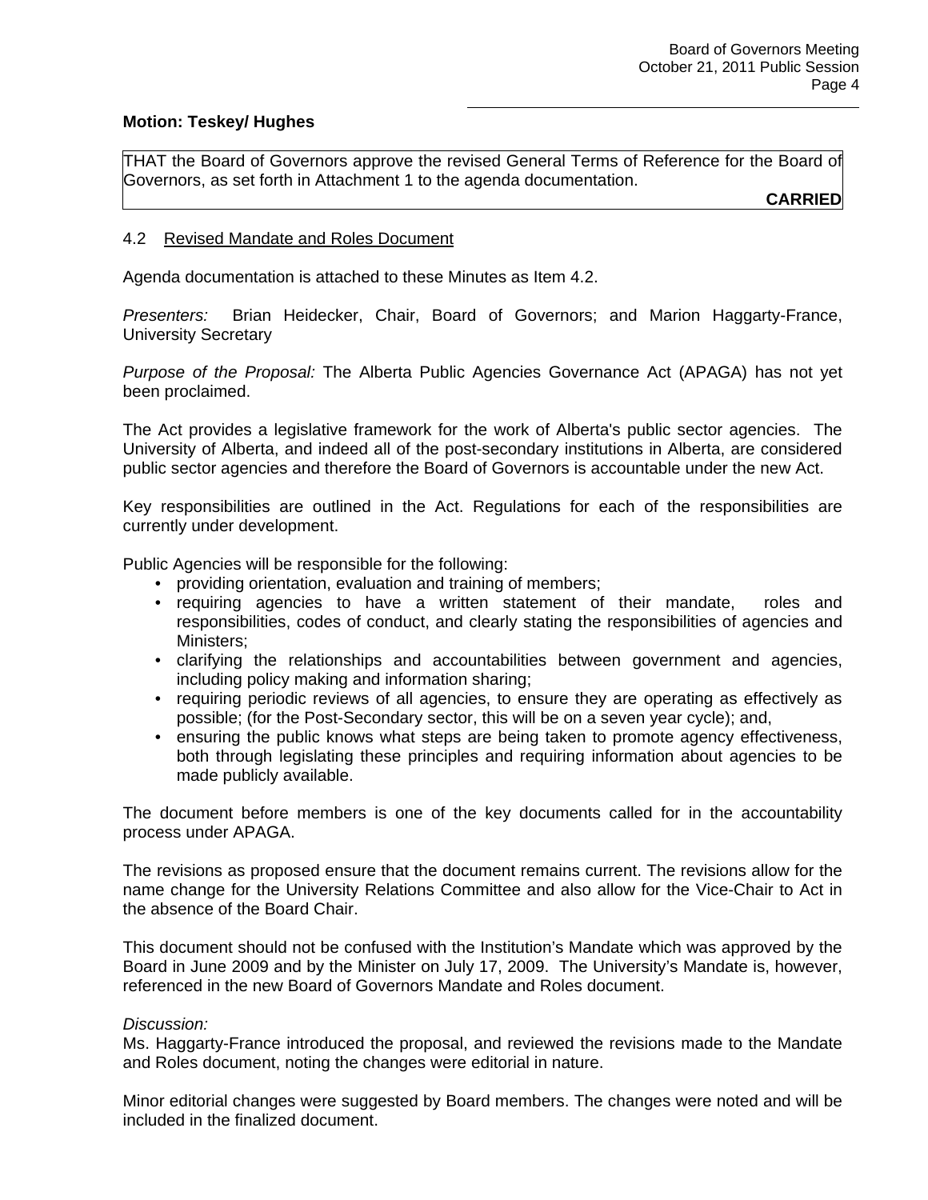**Motion: Teskey/ Hughes**

THAT the Board of Governors approve the revised General Terms of Reference for the Board of Governors, as set forth in Attachment 1 to the agenda documentation.

**CARRIED**

4.2 Revised Mandate and Roles Document

Agenda documentation is attached to these Minutes as Item 4.2.

*Presenters:* Brian Heidecker, Chair, Board of Governors; and Marion Haggarty-France, University Secretary

*Purpose of the Proposal:* The Alberta Public Agencies Governance Act (APAGA) has not yet been proclaimed.

The Act provides a legislative framework for the work of Alberta's public sector agencies. The University of Alberta, and indeed all of the post-secondary institutions in Alberta, are considered public sector agencies and therefore the Board of Governors is accountable under the new Act.

Key responsibilities are outlined in the Act. Regulations for each of the responsibilities are currently under development.

Public Agencies will be responsible for the following:

- providing orientation, evaluation and training of members;
- requiring agencies to have a written statement of their mandate, roles and responsibilities, codes of conduct, and clearly stating the responsibilities of agencies and Ministers;
- clarifying the relationships and accountabilities between government and agencies, including policy making and information sharing;
- requiring periodic reviews of all agencies, to ensure they are operating as effectively as possible; (for the Post-Secondary sector, this will be on a seven year cycle); and,
- ensuring the public knows what steps are being taken to promote agency effectiveness, both through legislating these principles and requiring information about agencies to be made publicly available.

The document before members is one of the key documents called for in the accountability process under APAGA.

The revisions as proposed ensure that the document remains current. The revisions allow for the name change for the University Relations Committee and also allow for the Vice-Chair to Act in the absence of the Board Chair.

This document should not be confused with the Institution's Mandate which was approved by the Board in June 2009 and by the Minister on July 17, 2009. The University's Mandate is, however, referenced in the new Board of Governors Mandate and Roles document.

*Discussion:*
Ms. Haggarty-France introduced the proposal, and reviewed the revisions made to the Mandate and Roles document, noting the changes were editorial in nature.

Minor editorial changes were suggested by Board members. The changes were noted and will be included in the finalized document.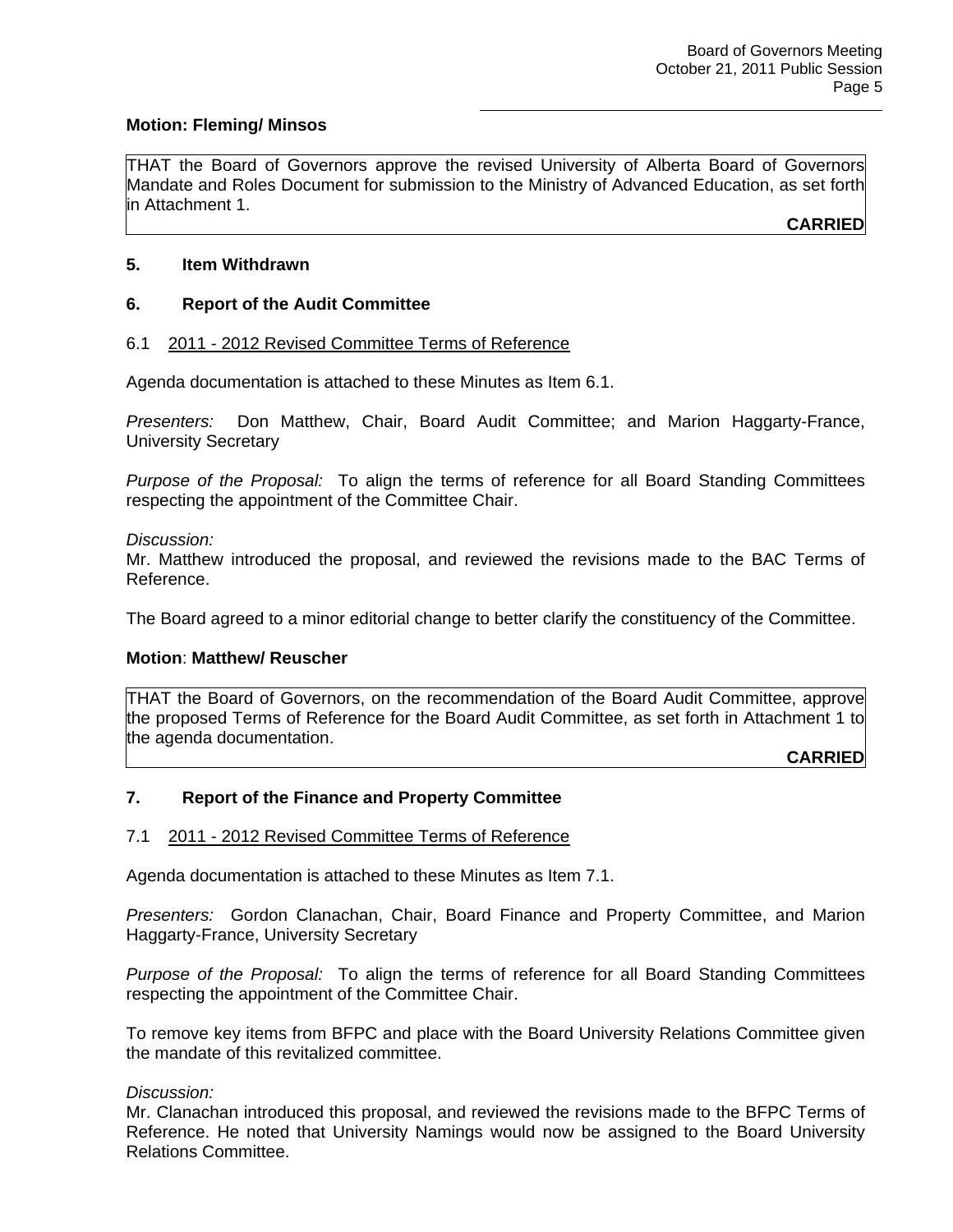**Motion: Fleming/ Minsos**

THAT the Board of Governors approve the revised University of Alberta Board of Governors Mandate and Roles Document for submission to the Ministry of Advanced Education, as set forth in Attachment 1.

**CARRIED**

## 5. Item Withdrawn

## 6. Report of the Audit Committee

6.1 <u>2011 - 2012 Revised Committee Terms of Reference</u>

Agenda documentation is attached to these Minutes as Item 6.1.

*Presenters:* Don Matthew, Chair, Board Audit Committee; and Marion Haggarty-France, University Secretary

*Purpose of the Proposal:* To align the terms of reference for all Board Standing Committees respecting the appointment of the Committee Chair.

*Discussion:*
Mr. Matthew introduced the proposal, and reviewed the revisions made to the BAC Terms of Reference.

The Board agreed to a minor editorial change to better clarify the constituency of the Committee.

**Motion**: **Matthew/ Reuscher**

THAT the Board of Governors, on the recommendation of the Board Audit Committee, approve the proposed Terms of Reference for the Board Audit Committee, as set forth in Attachment 1 to the agenda documentation.

**CARRIED**

## 7. Report of the Finance and Property Committee

7.1 <u>2011 - 2012 Revised Committee Terms of Reference</u>

Agenda documentation is attached to these Minutes as Item 7.1.

*Presenters:* Gordon Clanachan, Chair, Board Finance and Property Committee, and Marion Haggarty-France, University Secretary

*Purpose of the Proposal:* To align the terms of reference for all Board Standing Committees respecting the appointment of the Committee Chair.

To remove key items from BFPC and place with the Board University Relations Committee given the mandate of this revitalized committee.

*Discussion:*
Mr. Clanachan introduced this proposal, and reviewed the revisions made to the BFPC Terms of Reference. He noted that University Namings would now be assigned to the Board University Relations Committee.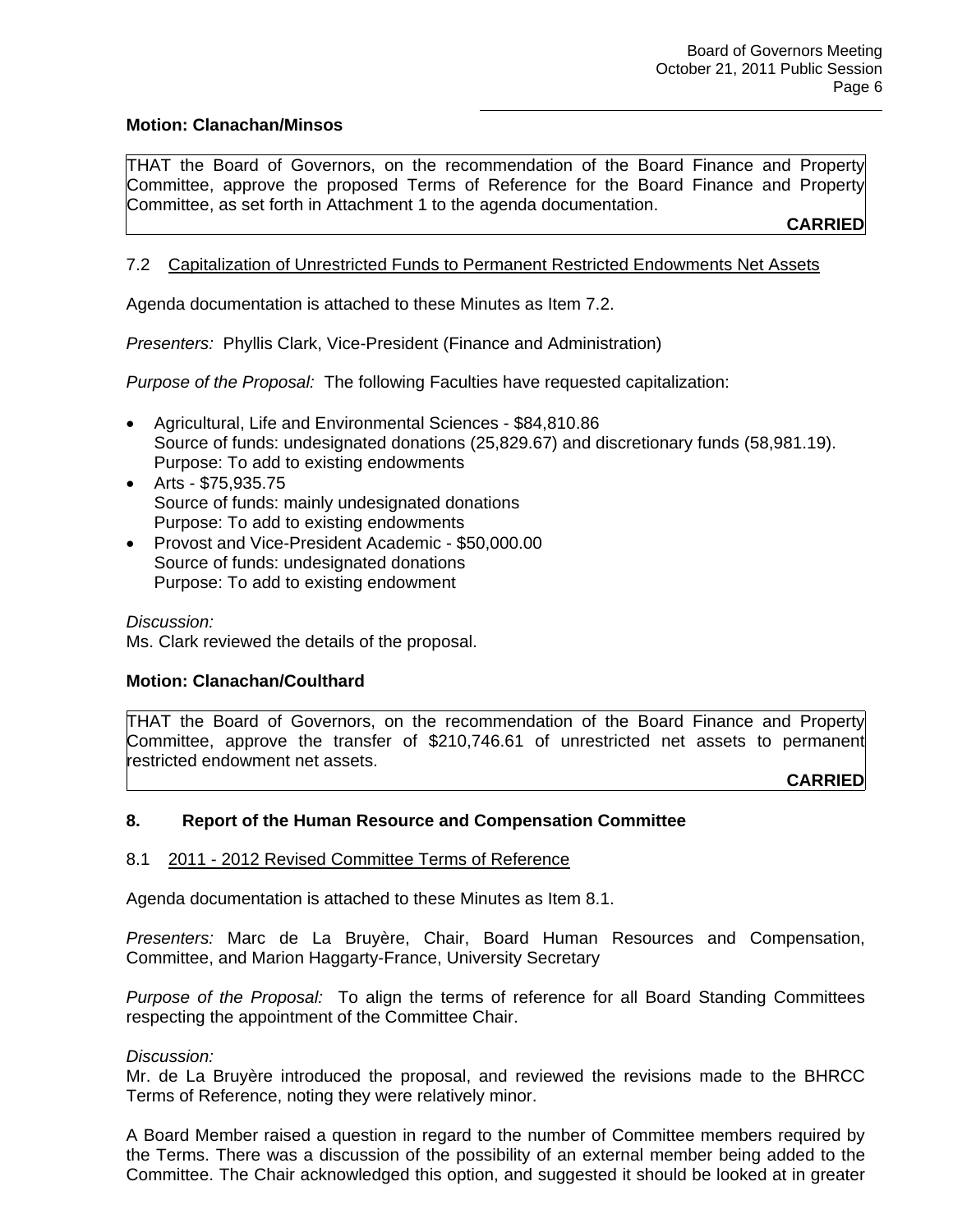**Motion: Clanachan/Minsos**

THAT the Board of Governors, on the recommendation of the Board Finance and Property Committee, approve the proposed Terms of Reference for the Board Finance and Property Committee, as set forth in Attachment 1 to the agenda documentation.

**CARRIED**

### 7.2 Capitalization of Unrestricted Funds to Permanent Restricted Endowments Net Assets

Agenda documentation is attached to these Minutes as Item 7.2.

*Presenters:* Phyllis Clark, Vice-President (Finance and Administration)

*Purpose of the Proposal:* The following Faculties have requested capitalization:

- Agricultural, Life and Environmental Sciences - $84,810.86
  Source of funds: undesignated donations (25,829.67) and discretionary funds (58,981.19).
  Purpose: To add to existing endowments
- Arts - $75,935.75
  Source of funds: mainly undesignated donations
  Purpose: To add to existing endowments
- Provost and Vice-President Academic - $50,000.00
  Source of funds: undesignated donations
  Purpose: To add to existing endowment

*Discussion:*
Ms. Clark reviewed the details of the proposal.

**Motion: Clanachan/Coulthard**

THAT the Board of Governors, on the recommendation of the Board Finance and Property Committee, approve the transfer of $210,746.61 of unrestricted net assets to permanent restricted endowment net assets.

**CARRIED**

## 8. Report of the Human Resource and Compensation Committee

### 8.1 2011 - 2012 Revised Committee Terms of Reference

Agenda documentation is attached to these Minutes as Item 8.1.

*Presenters:* Marc de La Bruyère, Chair, Board Human Resources and Compensation, Committee, and Marion Haggarty-France, University Secretary

*Purpose of the Proposal:* To align the terms of reference for all Board Standing Committees respecting the appointment of the Committee Chair.

*Discussion:*
Mr. de La Bruyère introduced the proposal, and reviewed the revisions made to the BHRCC Terms of Reference, noting they were relatively minor.

A Board Member raised a question in regard to the number of Committee members required by the Terms. There was a discussion of the possibility of an external member being added to the Committee. The Chair acknowledged this option, and suggested it should be looked at in greater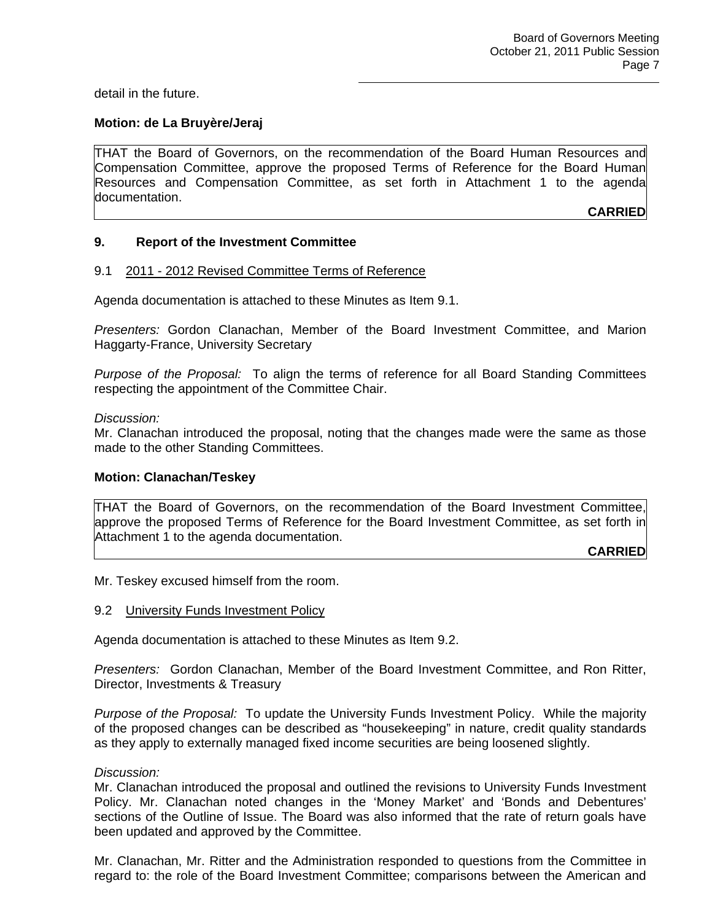detail in the future.

**Motion: de La Bruyère/Jeraj**

THAT the Board of Governors, on the recommendation of the Board Human Resources and Compensation Committee, approve the proposed Terms of Reference for the Board Human Resources and Compensation Committee, as set forth in Attachment 1 to the agenda documentation.

**CARRIED**

## 9. Report of the Investment Committee

### 9.1 2011 - 2012 Revised Committee Terms of Reference

Agenda documentation is attached to these Minutes as Item 9.1.

*Presenters:* Gordon Clanachan, Member of the Board Investment Committee, and Marion Haggarty-France, University Secretary

*Purpose of the Proposal:* To align the terms of reference for all Board Standing Committees respecting the appointment of the Committee Chair.

*Discussion:*
Mr. Clanachan introduced the proposal, noting that the changes made were the same as those made to the other Standing Committees.

**Motion: Clanachan/Teskey**

THAT the Board of Governors, on the recommendation of the Board Investment Committee, approve the proposed Terms of Reference for the Board Investment Committee, as set forth in Attachment 1 to the agenda documentation.

**CARRIED**

Mr. Teskey excused himself from the room.

### 9.2 University Funds Investment Policy

Agenda documentation is attached to these Minutes as Item 9.2.

*Presenters:* Gordon Clanachan, Member of the Board Investment Committee, and Ron Ritter, Director, Investments & Treasury

*Purpose of the Proposal:* To update the University Funds Investment Policy. While the majority of the proposed changes can be described as "housekeeping" in nature, credit quality standards as they apply to externally managed fixed income securities are being loosened slightly.

*Discussion:*
Mr. Clanachan introduced the proposal and outlined the revisions to University Funds Investment Policy. Mr. Clanachan noted changes in the 'Money Market' and 'Bonds and Debentures' sections of the Outline of Issue. The Board was also informed that the rate of return goals have been updated and approved by the Committee.

Mr. Clanachan, Mr. Ritter and the Administration responded to questions from the Committee in regard to: the role of the Board Investment Committee; comparisons between the American and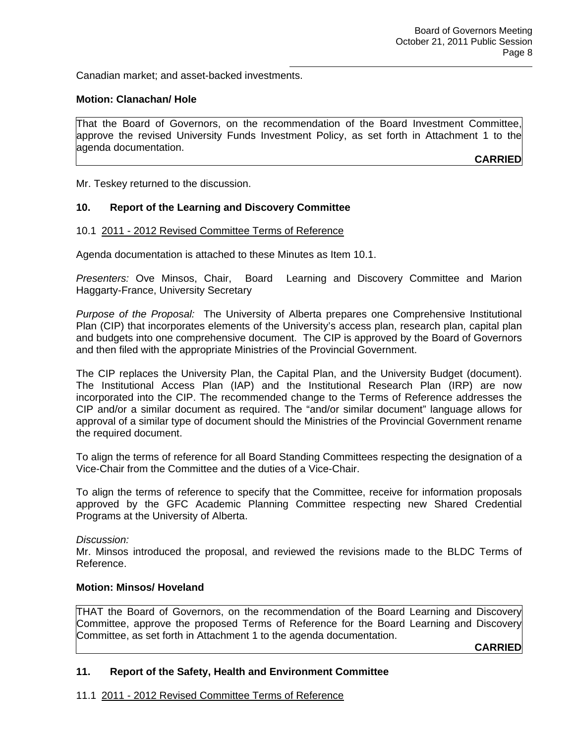Canadian market; and asset-backed investments.

**Motion: Clanachan/ Hole**

That the Board of Governors, on the recommendation of the Board Investment Committee, approve the revised University Funds Investment Policy, as set forth in Attachment 1 to the agenda documentation.

**CARRIED**

Mr. Teskey returned to the discussion.

## 10. Report of the Learning and Discovery Committee

10.1 2011 - 2012 Revised Committee Terms of Reference

Agenda documentation is attached to these Minutes as Item 10.1.

*Presenters:* Ove Minsos, Chair, Board Learning and Discovery Committee and Marion Haggarty-France, University Secretary

*Purpose of the Proposal:* The University of Alberta prepares one Comprehensive Institutional Plan (CIP) that incorporates elements of the University's access plan, research plan, capital plan and budgets into one comprehensive document. The CIP is approved by the Board of Governors and then filed with the appropriate Ministries of the Provincial Government.

The CIP replaces the University Plan, the Capital Plan, and the University Budget (document). The Institutional Access Plan (IAP) and the Institutional Research Plan (IRP) are now incorporated into the CIP. The recommended change to the Terms of Reference addresses the CIP and/or a similar document as required. The "and/or similar document" language allows for approval of a similar type of document should the Ministries of the Provincial Government rename the required document.

To align the terms of reference for all Board Standing Committees respecting the designation of a Vice-Chair from the Committee and the duties of a Vice-Chair.

To align the terms of reference to specify that the Committee, receive for information proposals approved by the GFC Academic Planning Committee respecting new Shared Credential Programs at the University of Alberta.

*Discussion:*
Mr. Minsos introduced the proposal, and reviewed the revisions made to the BLDC Terms of Reference.

**Motion: Minsos/ Hoveland**

THAT the Board of Governors, on the recommendation of the Board Learning and Discovery Committee, approve the proposed Terms of Reference for the Board Learning and Discovery Committee, as set forth in Attachment 1 to the agenda documentation.

**CARRIED**

## 11. Report of the Safety, Health and Environment Committee

11.1 2011 - 2012 Revised Committee Terms of Reference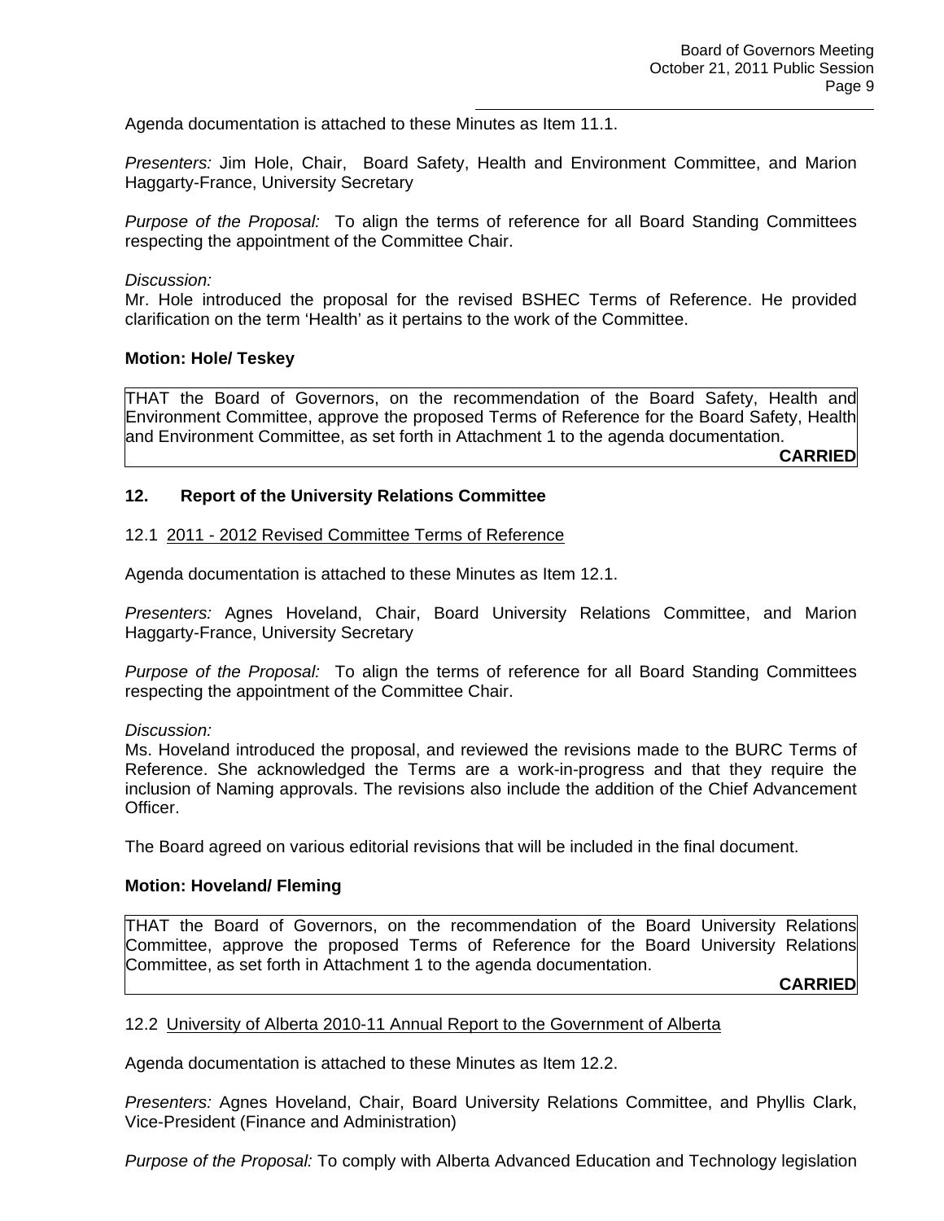Agenda documentation is attached to these Minutes as Item 11.1.

*Presenters:* Jim Hole, Chair, Board Safety, Health and Environment Committee, and Marion Haggarty-France, University Secretary

*Purpose of the Proposal:* To align the terms of reference for all Board Standing Committees respecting the appointment of the Committee Chair.

*Discussion:*
Mr. Hole introduced the proposal for the revised BSHEC Terms of Reference. He provided clarification on the term 'Health' as it pertains to the work of the Committee.

**Motion: Hole/ Teskey**

THAT the Board of Governors, on the recommendation of the Board Safety, Health and Environment Committee, approve the proposed Terms of Reference for the Board Safety, Health and Environment Committee, as set forth in Attachment 1 to the agenda documentation.

**CARRIED**

## 12. Report of the University Relations Committee

12.1 2011 - 2012 Revised Committee Terms of Reference

Agenda documentation is attached to these Minutes as Item 12.1.

*Presenters:* Agnes Hoveland, Chair, Board University Relations Committee, and Marion Haggarty-France, University Secretary

*Purpose of the Proposal:* To align the terms of reference for all Board Standing Committees respecting the appointment of the Committee Chair.

*Discussion:*
Ms. Hoveland introduced the proposal, and reviewed the revisions made to the BURC Terms of Reference. She acknowledged the Terms are a work-in-progress and that they require the inclusion of Naming approvals. The revisions also include the addition of the Chief Advancement Officer.

The Board agreed on various editorial revisions that will be included in the final document.

**Motion: Hoveland/ Fleming**

THAT the Board of Governors, on the recommendation of the Board University Relations Committee, approve the proposed Terms of Reference for the Board University Relations Committee, as set forth in Attachment 1 to the agenda documentation.

**CARRIED**

12.2 University of Alberta 2010-11 Annual Report to the Government of Alberta

Agenda documentation is attached to these Minutes as Item 12.2.

*Presenters:* Agnes Hoveland, Chair, Board University Relations Committee, and Phyllis Clark, Vice-President (Finance and Administration)

*Purpose of the Proposal:* To comply with Alberta Advanced Education and Technology legislation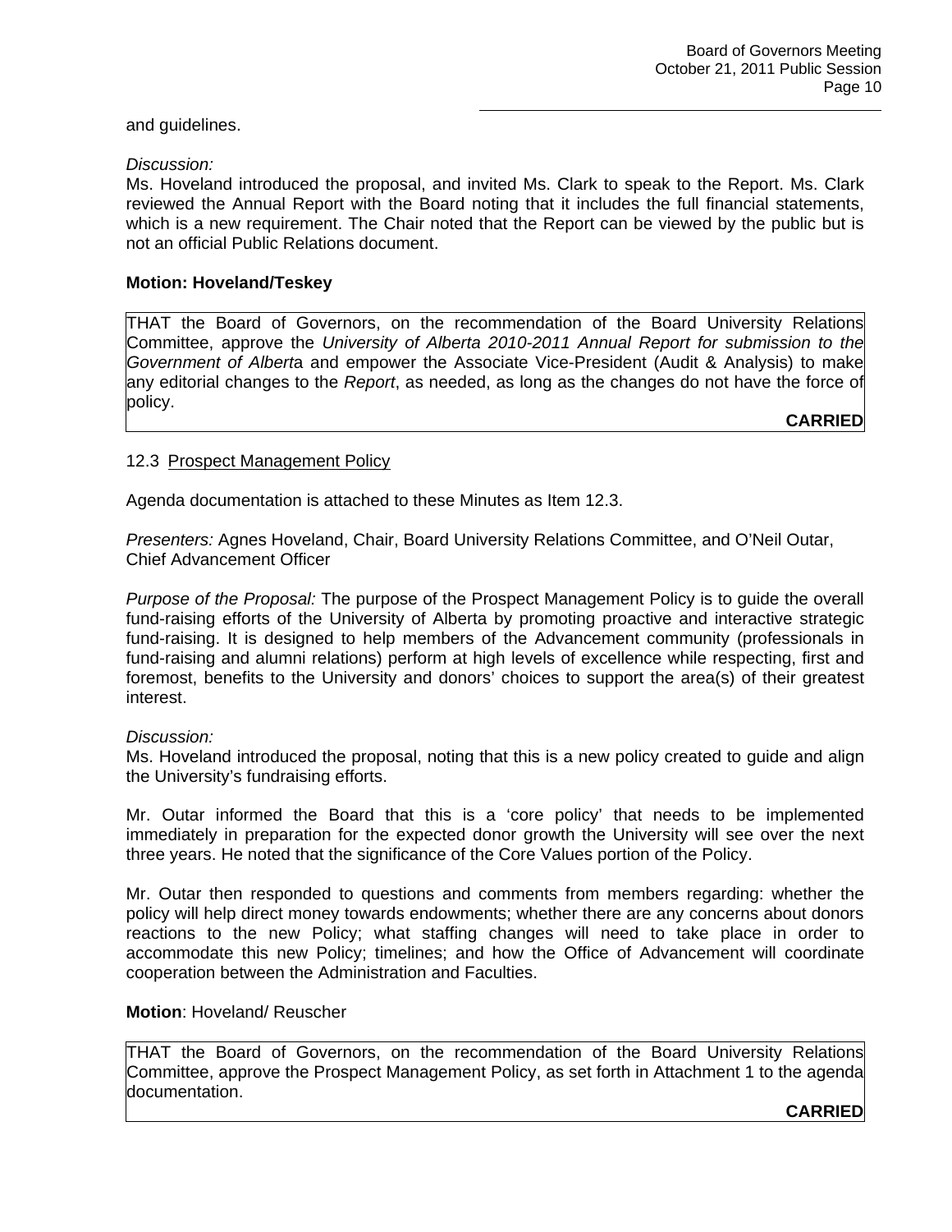and guidelines.

*Discussion:*
Ms. Hoveland introduced the proposal, and invited Ms. Clark to speak to the Report. Ms. Clark reviewed the Annual Report with the Board noting that it includes the full financial statements, which is a new requirement. The Chair noted that the Report can be viewed by the public but is not an official Public Relations document.

**Motion: Hoveland/Teskey**

> THAT the Board of Governors, on the recommendation of the Board University Relations Committee, approve the *University of Alberta 2010-2011 Annual Report for submission to the Government of Albert*a and empower the Associate Vice-President (Audit & Analysis) to make any editorial changes to the *Report*, as needed, as long as the changes do not have the force of policy.
>
> **CARRIED**

12.3 Prospect Management Policy

Agenda documentation is attached to these Minutes as Item 12.3.

*Presenters:* Agnes Hoveland, Chair, Board University Relations Committee, and O'Neil Outar, Chief Advancement Officer

*Purpose of the Proposal:* The purpose of the Prospect Management Policy is to guide the overall fund-raising efforts of the University of Alberta by promoting proactive and interactive strategic fund-raising. It is designed to help members of the Advancement community (professionals in fund-raising and alumni relations) perform at high levels of excellence while respecting, first and foremost, benefits to the University and donors' choices to support the area(s) of their greatest interest.

*Discussion:*
Ms. Hoveland introduced the proposal, noting that this is a new policy created to guide and align the University's fundraising efforts.

Mr. Outar informed the Board that this is a 'core policy' that needs to be implemented immediately in preparation for the expected donor growth the University will see over the next three years. He noted that the significance of the Core Values portion of the Policy.

Mr. Outar then responded to questions and comments from members regarding: whether the policy will help direct money towards endowments; whether there are any concerns about donors reactions to the new Policy; what staffing changes will need to take place in order to accommodate this new Policy; timelines; and how the Office of Advancement will coordinate cooperation between the Administration and Faculties.

**Motion**: Hoveland/ Reuscher

> THAT the Board of Governors, on the recommendation of the Board University Relations Committee, approve the Prospect Management Policy, as set forth in Attachment 1 to the agenda documentation.
>
> **CARRIED**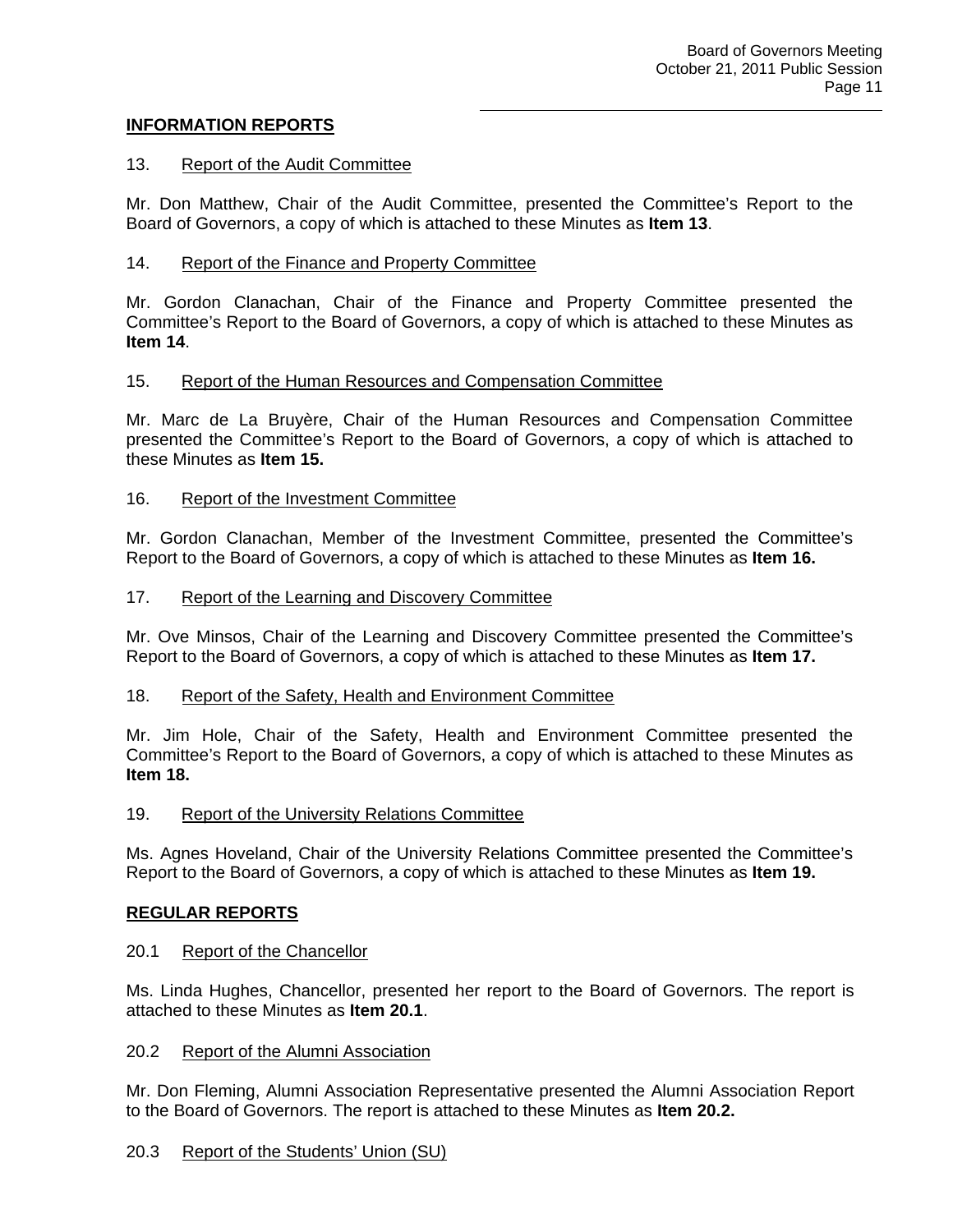## INFORMATION REPORTS

### 13. Report of the Audit Committee

Mr. Don Matthew, Chair of the Audit Committee, presented the Committee's Report to the Board of Governors, a copy of which is attached to these Minutes as **Item 13**.

### 14. Report of the Finance and Property Committee

Mr. Gordon Clanachan, Chair of the Finance and Property Committee presented the Committee's Report to the Board of Governors, a copy of which is attached to these Minutes as **Item 14**.

### 15. Report of the Human Resources and Compensation Committee

Mr. Marc de La Bruyère, Chair of the Human Resources and Compensation Committee presented the Committee's Report to the Board of Governors, a copy of which is attached to these Minutes as **Item 15.**

### 16. Report of the Investment Committee

Mr. Gordon Clanachan, Member of the Investment Committee, presented the Committee's Report to the Board of Governors, a copy of which is attached to these Minutes as **Item 16.**

### 17. Report of the Learning and Discovery Committee

Mr. Ove Minsos, Chair of the Learning and Discovery Committee presented the Committee's Report to the Board of Governors, a copy of which is attached to these Minutes as **Item 17.**

### 18. Report of the Safety, Health and Environment Committee

Mr. Jim Hole, Chair of the Safety, Health and Environment Committee presented the Committee's Report to the Board of Governors, a copy of which is attached to these Minutes as **Item 18.**

### 19. Report of the University Relations Committee

Ms. Agnes Hoveland, Chair of the University Relations Committee presented the Committee's Report to the Board of Governors, a copy of which is attached to these Minutes as **Item 19.**

## REGULAR REPORTS

### 20.1 Report of the Chancellor

Ms. Linda Hughes, Chancellor, presented her report to the Board of Governors. The report is attached to these Minutes as **Item 20.1**.

### 20.2 Report of the Alumni Association

Mr. Don Fleming, Alumni Association Representative presented the Alumni Association Report to the Board of Governors. The report is attached to these Minutes as **Item 20.2.**

### 20.3 Report of the Students' Union (SU)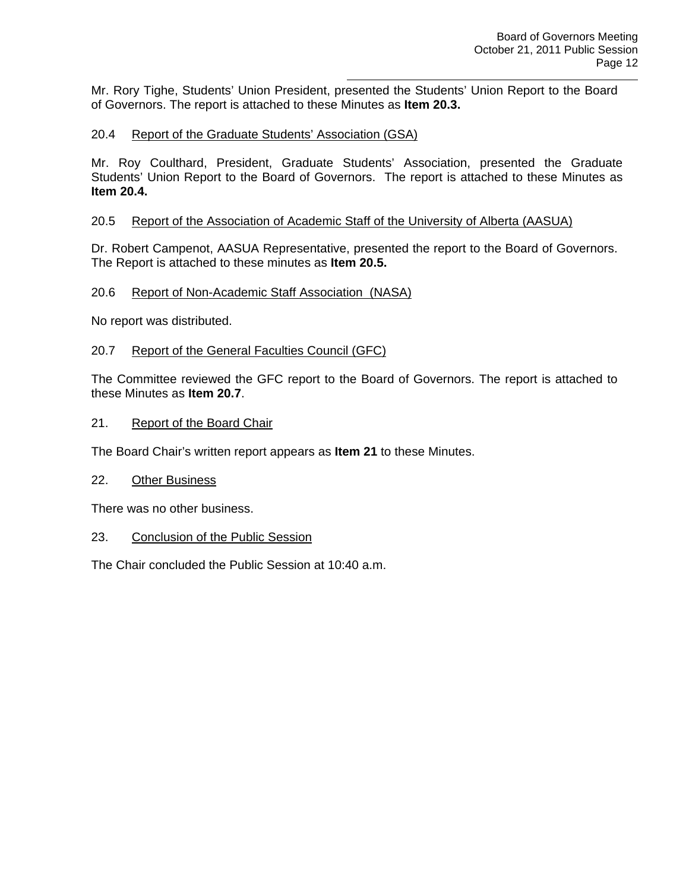Mr. Rory Tighe, Students' Union President, presented the Students' Union Report to the Board of Governors. The report is attached to these Minutes as **Item 20.3.**

20.4 Report of the Graduate Students' Association (GSA)

Mr. Roy Coulthard, President, Graduate Students' Association, presented the Graduate Students' Union Report to the Board of Governors. The report is attached to these Minutes as **Item 20.4.**

20.5 Report of the Association of Academic Staff of the University of Alberta (AASUA)

Dr. Robert Campenot, AASUA Representative, presented the report to the Board of Governors. The Report is attached to these minutes as **Item 20.5.**

20.6 Report of Non-Academic Staff Association (NASA)

No report was distributed.

20.7 Report of the General Faculties Council (GFC)

The Committee reviewed the GFC report to the Board of Governors. The report is attached to these Minutes as **Item 20.7**.

21. Report of the Board Chair

The Board Chair's written report appears as **Item 21** to these Minutes.

22. Other Business

There was no other business.

23. Conclusion of the Public Session

The Chair concluded the Public Session at 10:40 a.m.